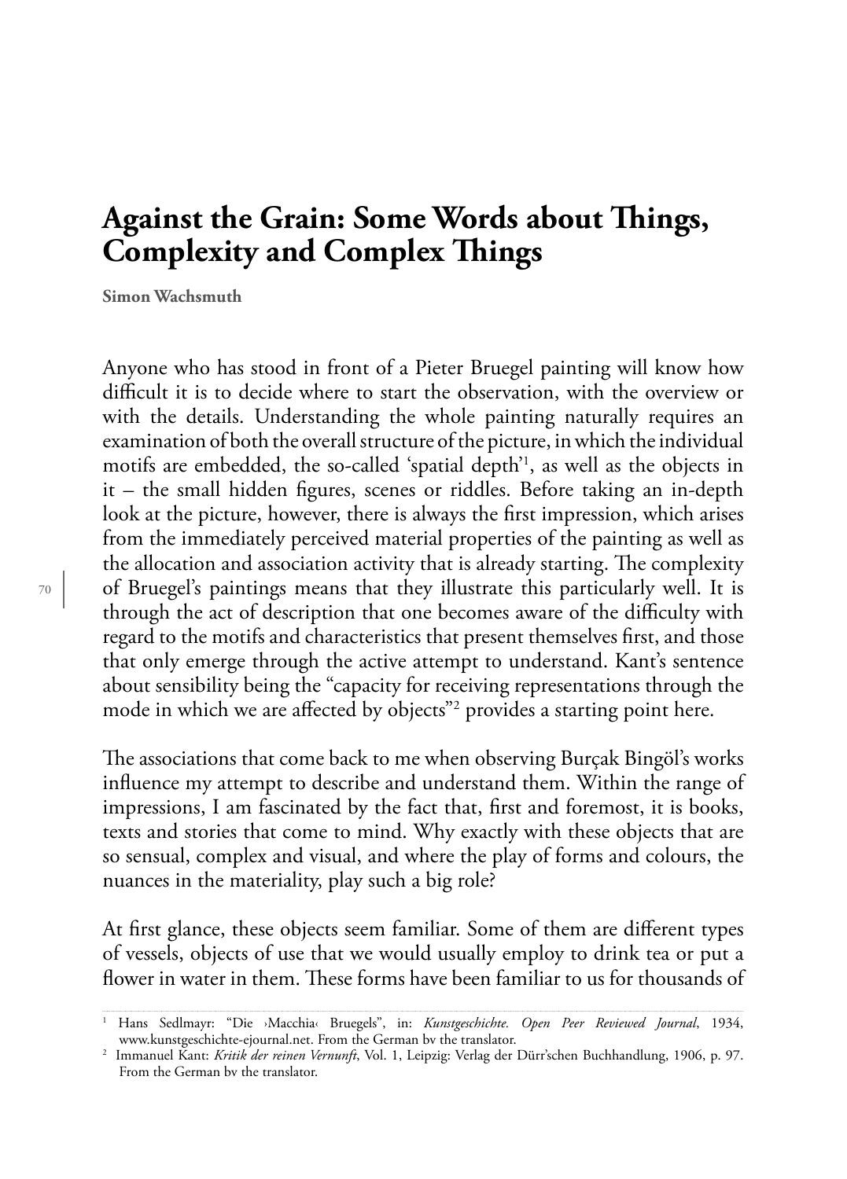# Against the Grain: Some Words about Things, Complexity and Complex Things

**Simon Wachsmuth**

Anyone who has stood in front of a Pieter Bruegel painting will know how difficult it is to decide where to start the observation, with the overview or with the details. Understanding the whole painting naturally requires an examination of both the overall structure of the picture, in which the individual motifs are embedded, the so-called 'spatial depth'[1], as well as the objects in it – the small hidden figures, scenes or riddles. Before taking an in-depth look at the picture, however, there is always the first impression, which arises from the immediately perceived material properties of the painting as well as the allocation and association activity that is already starting. The complexity of Bruegel's paintings means that they illustrate this particularly well. It is through the act of description that one becomes aware of the difficulty with regard to the motifs and characteristics that present themselves first, and those that only emerge through the active attempt to understand. Kant's sentence about sensibility being the "capacity for receiving representations through the mode in which we are affected by objects"[2] provides a starting point here.

The associations that come back to me when observing Burçak Bingöl's works influence my attempt to describe and understand them. Within the range of impressions, I am fascinated by the fact that, first and foremost, it is books, texts and stories that come to mind. Why exactly with these objects that are so sensual, complex and visual, and where the play of forms and colours, the nuances in the materiality, play such a big role?

At first glance, these objects seem familiar. Some of them are different types of vessels, objects of use that we would usually employ to drink tea or put a flower in water in them. These forms have been familiar to us for thousands of

---

[1] Hans Sedlmayr: "Die ›Macchia‹ Bruegels", in: *Kunstgeschichte. Open Peer Reviewed Journal*, 1934, www.kunstgeschichte-ejournal.net. From the German by the translator.

[2] Immanuel Kant: *Kritik der reinen Vernunft*, Vol. 1, Leipzig: Verlag der Dürr'schen Buchhandlung, 1906, p. 97. From the German by the translator.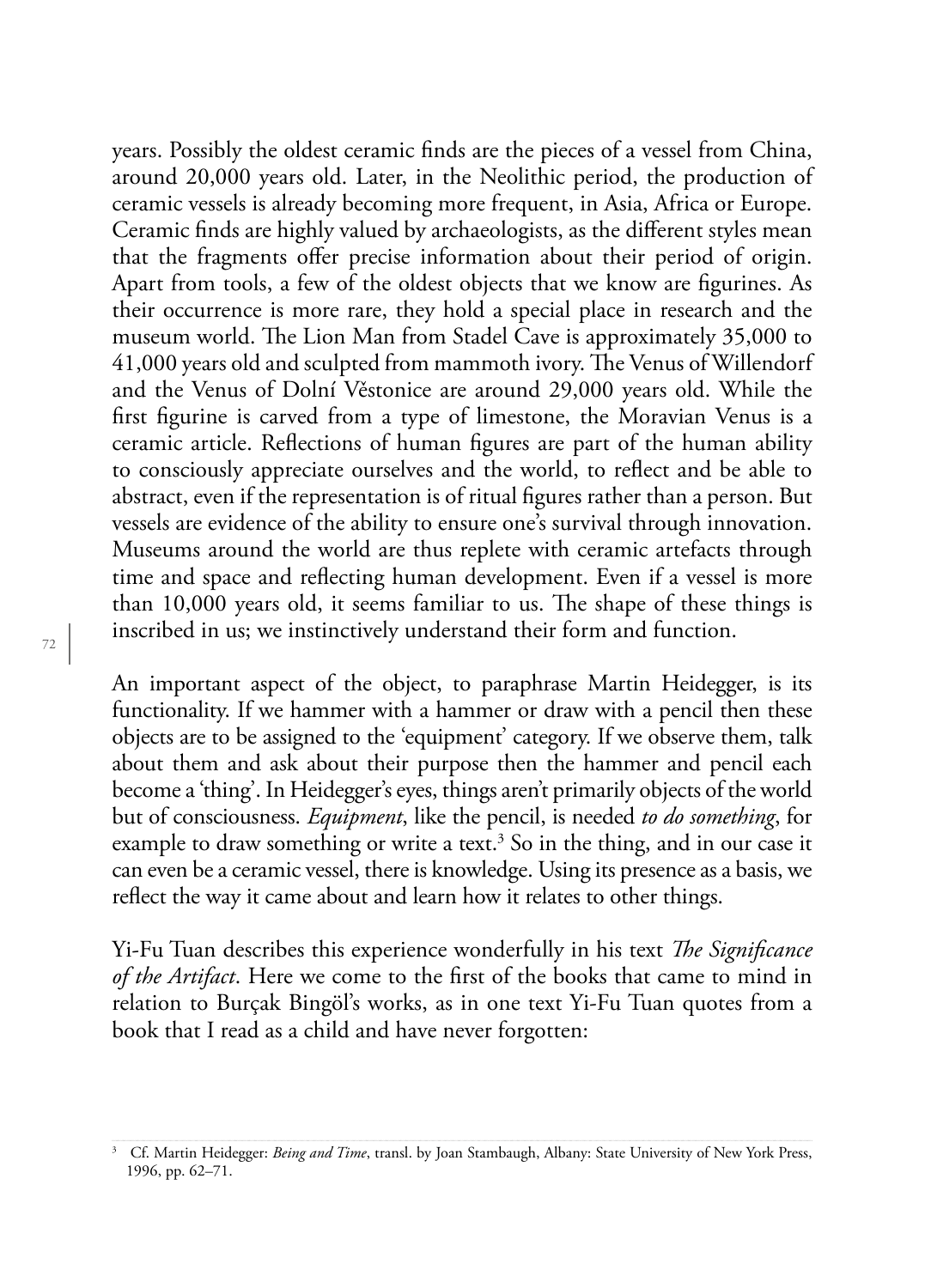years. Possibly the oldest ceramic finds are the pieces of a vessel from China, around 20,000 years old. Later, in the Neolithic period, the production of ceramic vessels is already becoming more frequent, in Asia, Africa or Europe. Ceramic finds are highly valued by archaeologists, as the different styles mean that the fragments offer precise information about their period of origin. Apart from tools, a few of the oldest objects that we know are figurines. As their occurrence is more rare, they hold a special place in research and the museum world. The Lion Man from Stadel Cave is approximately 35,000 to 41,000 years old and sculpted from mammoth ivory. The Venus of Willendorf and the Venus of Dolní Věstonice are around 29,000 years old. While the first figurine is carved from a type of limestone, the Moravian Venus is a ceramic article. Reflections of human figures are part of the human ability to consciously appreciate ourselves and the world, to reflect and be able to abstract, even if the representation is of ritual figures rather than a person. But vessels are evidence of the ability to ensure one's survival through innovation. Museums around the world are thus replete with ceramic artefacts through time and space and reflecting human development. Even if a vessel is more than 10,000 years old, it seems familiar to us. The shape of these things is inscribed in us; we instinctively understand their form and function.

An important aspect of the object, to paraphrase Martin Heidegger, is its functionality. If we hammer with a hammer or draw with a pencil then these objects are to be assigned to the 'equipment' category. If we observe them, talk about them and ask about their purpose then the hammer and pencil each become a 'thing'. In Heidegger's eyes, things aren't primarily objects of the world but of consciousness. *Equipment*, like the pencil, is needed *to do something*, for example to draw something or write a text.[3] So in the thing, and in our case it can even be a ceramic vessel, there is knowledge. Using its presence as a basis, we reflect the way it came about and learn how it relates to other things.

Yi-Fu Tuan describes this experience wonderfully in his text *The Significance of the Artifact*. Here we come to the first of the books that came to mind in relation to Burçak Bingöl's works, as in one text Yi-Fu Tuan quotes from a book that I read as a child and have never forgotten:

---

[3] Cf. Martin Heidegger: *Being and Time*, transl. by Joan Stambaugh, Albany: State University of New York Press, 1996, pp. 62–71.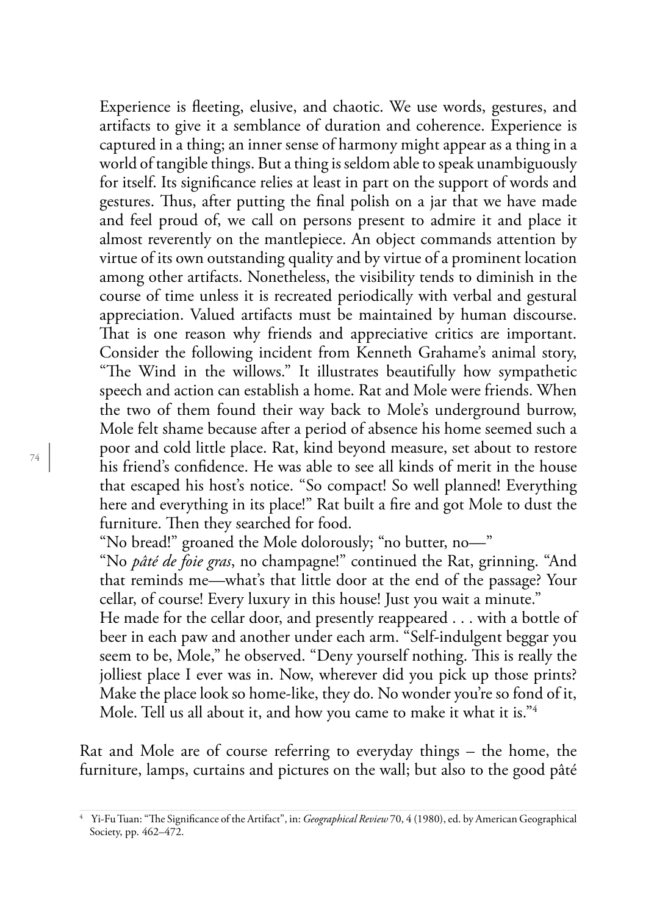> Experience is fleeting, elusive, and chaotic. We use words, gestures, and artifacts to give it a semblance of duration and coherence. Experience is captured in a thing; an inner sense of harmony might appear as a thing in a world of tangible things. But a thing is seldom able to speak unambiguously for itself. Its significance relies at least in part on the support of words and gestures. Thus, after putting the final polish on a jar that we have made and feel proud of, we call on persons present to admire it and place it almost reverently on the mantlepiece. An object commands attention by virtue of its own outstanding quality and by virtue of a prominent location among other artifacts. Nonetheless, the visibility tends to diminish in the course of time unless it is recreated periodically with verbal and gestural appreciation. Valued artifacts must be maintained by human discourse. That is one reason why friends and appreciative critics are important. Consider the following incident from Kenneth Grahame's animal story, "The Wind in the willows." It illustrates beautifully how sympathetic speech and action can establish a home. Rat and Mole were friends. When the two of them found their way back to Mole's underground burrow, Mole felt shame because after a period of absence his home seemed such a poor and cold little place. Rat, kind beyond measure, set about to restore his friend's confidence. He was able to see all kinds of merit in the house that escaped his host's notice. "So compact! So well planned! Everything here and everything in its place!" Rat built a fire and got Mole to dust the furniture. Then they searched for food.
>
> "No bread!" groaned the Mole dolorously; "no butter, no—"
>
> "No *pâté de foie gras*, no champagne!" continued the Rat, grinning. "And that reminds me—what's that little door at the end of the passage? Your cellar, of course! Every luxury in this house! Just you wait a minute."
>
> He made for the cellar door, and presently reappeared . . . with a bottle of beer in each paw and another under each arm. "Self-indulgent beggar you seem to be, Mole," he observed. "Deny yourself nothing. This is really the jolliest place I ever was in. Now, wherever did you pick up those prints? Make the place look so home-like, they do. No wonder you're so fond of it, Mole. Tell us all about it, and how you came to make it what it is."[4]

Rat and Mole are of course referring to everyday things – the home, the furniture, lamps, curtains and pictures on the wall; but also to the good pâté

---

[4] Yi-Fu Tuan: "The Significance of the Artifact", in: *Geographical Review* 70, 4 (1980), ed. by American Geographical Society, pp. 462–472.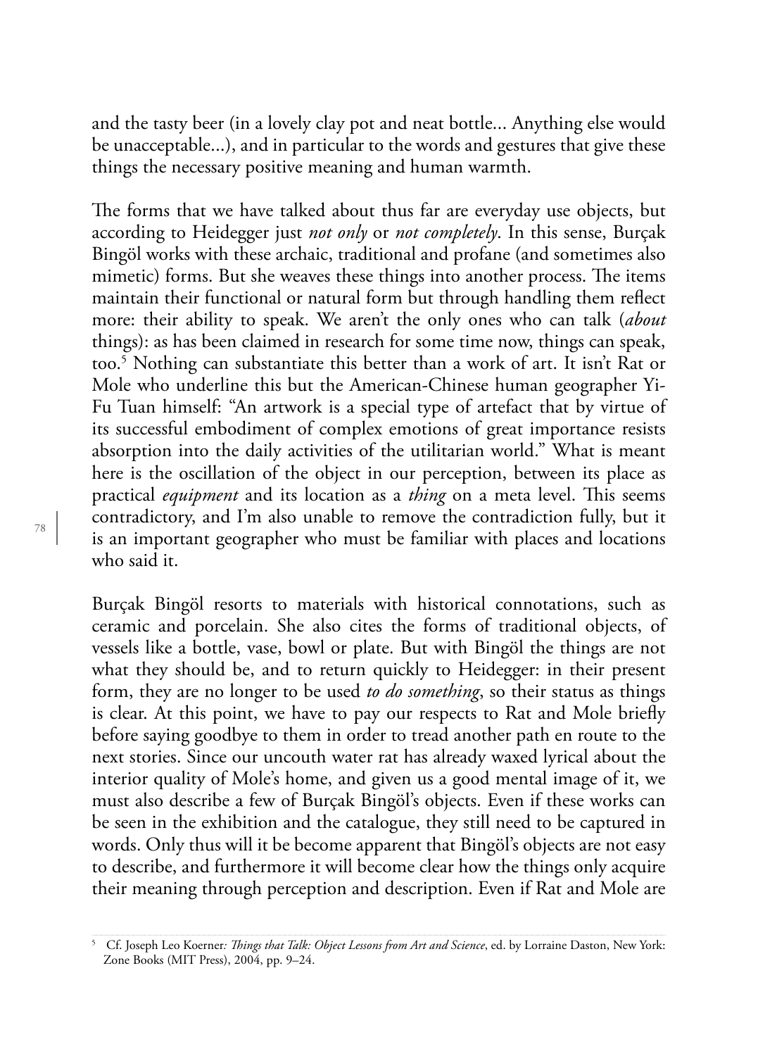and the tasty beer (in a lovely clay pot and neat bottle... Anything else would be unacceptable...), and in particular to the words and gestures that give these things the necessary positive meaning and human warmth.

The forms that we have talked about thus far are everyday use objects, but according to Heidegger just *not only* or *not completely*. In this sense, Burçak Bingöl works with these archaic, traditional and profane (and sometimes also mimetic) forms. But she weaves these things into another process. The items maintain their functional or natural form but through handling them reflect more: their ability to speak. We aren't the only ones who can talk (*about* things): as has been claimed in research for some time now, things can speak, too.[5] Nothing can substantiate this better than a work of art. It isn't Rat or Mole who underline this but the American-Chinese human geographer Yi-Fu Tuan himself: "An artwork is a special type of artefact that by virtue of its successful embodiment of complex emotions of great importance resists absorption into the daily activities of the utilitarian world." What is meant here is the oscillation of the object in our perception, between its place as practical *equipment* and its location as a *thing* on a meta level. This seems contradictory, and I'm also unable to remove the contradiction fully, but it is an important geographer who must be familiar with places and locations who said it.

Burçak Bingöl resorts to materials with historical connotations, such as ceramic and porcelain. She also cites the forms of traditional objects, of vessels like a bottle, vase, bowl or plate. But with Bingöl the things are not what they should be, and to return quickly to Heidegger: in their present form, they are no longer to be used *to do something*, so their status as things is clear. At this point, we have to pay our respects to Rat and Mole briefly before saying goodbye to them in order to tread another path en route to the next stories. Since our uncouth water rat has already waxed lyrical about the interior quality of Mole's home, and given us a good mental image of it, we must also describe a few of Burçak Bingöl's objects. Even if these works can be seen in the exhibition and the catalogue, they still need to be captured in words. Only thus will it be become apparent that Bingöl's objects are not easy to describe, and furthermore it will become clear how the things only acquire their meaning through perception and description. Even if Rat and Mole are

[5] Cf. Joseph Leo Koerner: *Things that Talk: Object Lessons from Art and Science*, ed. by Lorraine Daston, New York: Zone Books (MIT Press), 2004, pp. 9–24.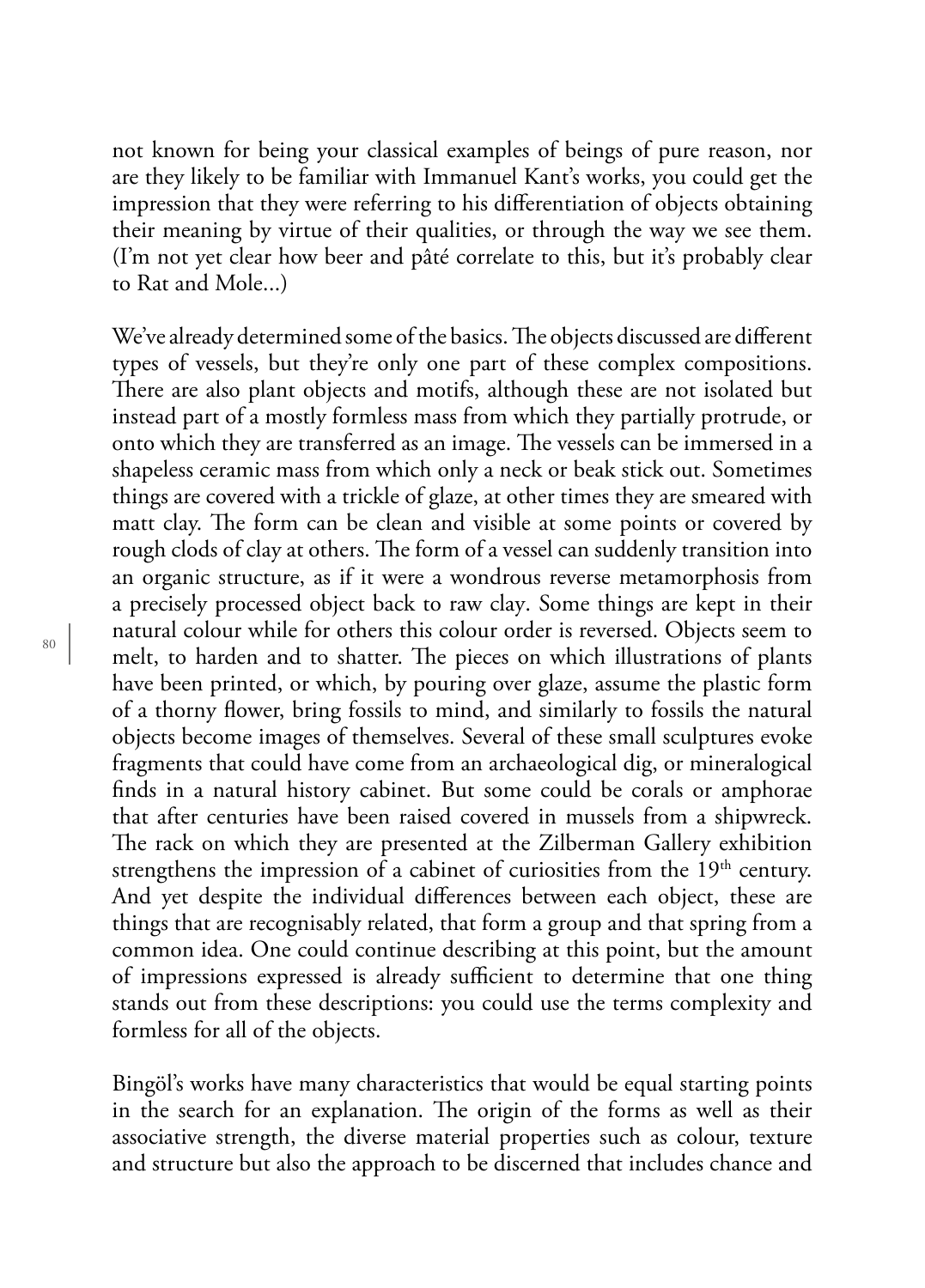not known for being your classical examples of beings of pure reason, nor are they likely to be familiar with Immanuel Kant's works, you could get the impression that they were referring to his differentiation of objects obtaining their meaning by virtue of their qualities, or through the way we see them. (I'm not yet clear how beer and pâté correlate to this, but it's probably clear to Rat and Mole...)

We've already determined some of the basics. The objects discussed are different types of vessels, but they're only one part of these complex compositions. There are also plant objects and motifs, although these are not isolated but instead part of a mostly formless mass from which they partially protrude, or onto which they are transferred as an image. The vessels can be immersed in a shapeless ceramic mass from which only a neck or beak stick out. Sometimes things are covered with a trickle of glaze, at other times they are smeared with matt clay. The form can be clean and visible at some points or covered by rough clods of clay at others. The form of a vessel can suddenly transition into an organic structure, as if it were a wondrous reverse metamorphosis from a precisely processed object back to raw clay. Some things are kept in their natural colour while for others this colour order is reversed. Objects seem to melt, to harden and to shatter. The pieces on which illustrations of plants have been printed, or which, by pouring over glaze, assume the plastic form of a thorny flower, bring fossils to mind, and similarly to fossils the natural objects become images of themselves. Several of these small sculptures evoke fragments that could have come from an archaeological dig, or mineralogical finds in a natural history cabinet. But some could be corals or amphorae that after centuries have been raised covered in mussels from a shipwreck. The rack on which they are presented at the Zilberman Gallery exhibition strengthens the impression of a cabinet of curiosities from the 19th century. And yet despite the individual differences between each object, these are things that are recognisably related, that form a group and that spring from a common idea. One could continue describing at this point, but the amount of impressions expressed is already sufficient to determine that one thing stands out from these descriptions: you could use the terms complexity and formless for all of the objects.

Bingöl's works have many characteristics that would be equal starting points in the search for an explanation. The origin of the forms as well as their associative strength, the diverse material properties such as colour, texture and structure but also the approach to be discerned that includes chance and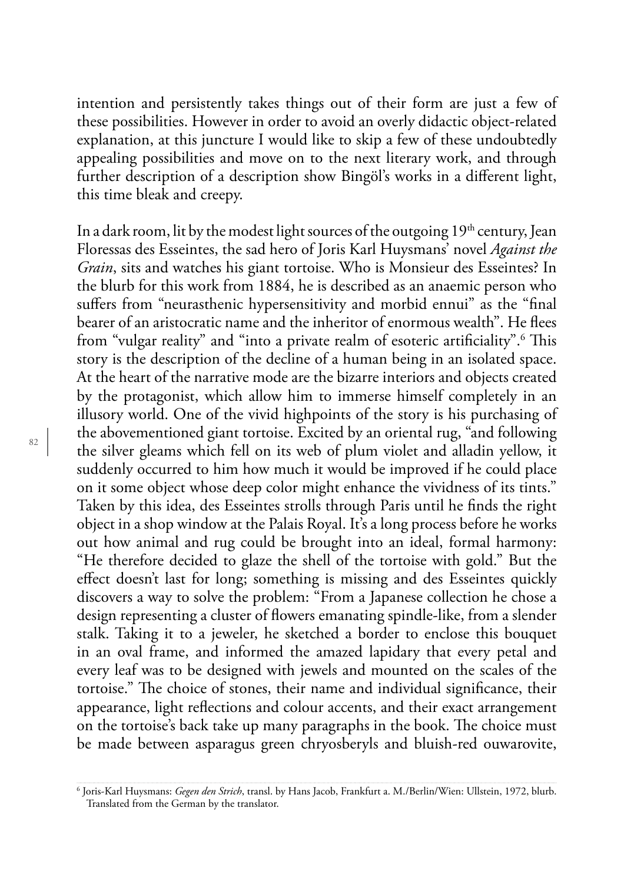intention and persistently takes things out of their form are just a few of these possibilities. However in order to avoid an overly didactic object-related explanation, at this juncture I would like to skip a few of these undoubtedly appealing possibilities and move on to the next literary work, and through further description of a description show Bingöl's works in a different light, this time bleak and creepy.

In a dark room, lit by the modest light sources of the outgoing 19th century, Jean Floressas des Esseintes, the sad hero of Joris Karl Huysmans' novel *Against the Grain*, sits and watches his giant tortoise. Who is Monsieur des Esseintes? In the blurb for this work from 1884, he is described as an anaemic person who suffers from "neurasthenic hypersensitivity and morbid ennui" as the "final bearer of an aristocratic name and the inheritor of enormous wealth". He flees from "vulgar reality" and "into a private realm of esoteric artificiality".[6] This story is the description of the decline of a human being in an isolated space. At the heart of the narrative mode are the bizarre interiors and objects created by the protagonist, which allow him to immerse himself completely in an illusory world. One of the vivid highpoints of the story is his purchasing of the abovementioned giant tortoise. Excited by an oriental rug, "and following the silver gleams which fell on its web of plum violet and alladin yellow, it suddenly occurred to him how much it would be improved if he could place on it some object whose deep color might enhance the vividness of its tints." Taken by this idea, des Esseintes strolls through Paris until he finds the right object in a shop window at the Palais Royal. It's a long process before he works out how animal and rug could be brought into an ideal, formal harmony: "He therefore decided to glaze the shell of the tortoise with gold." But the effect doesn't last for long; something is missing and des Esseintes quickly discovers a way to solve the problem: "From a Japanese collection he chose a design representing a cluster of flowers emanating spindle-like, from a slender stalk. Taking it to a jeweler, he sketched a border to enclose this bouquet in an oval frame, and informed the amazed lapidary that every petal and every leaf was to be designed with jewels and mounted on the scales of the tortoise." The choice of stones, their name and individual significance, their appearance, light reflections and colour accents, and their exact arrangement on the tortoise's back take up many paragraphs in the book. The choice must be made between asparagus green chryosberyls and bluish-red ouwarovite,

[6] Joris-Karl Huysmans: *Gegen den Strich*, transl. by Hans Jacob, Frankfurt a. M./Berlin/Wien: Ullstein, 1972, blurb. Translated from the German by the translator.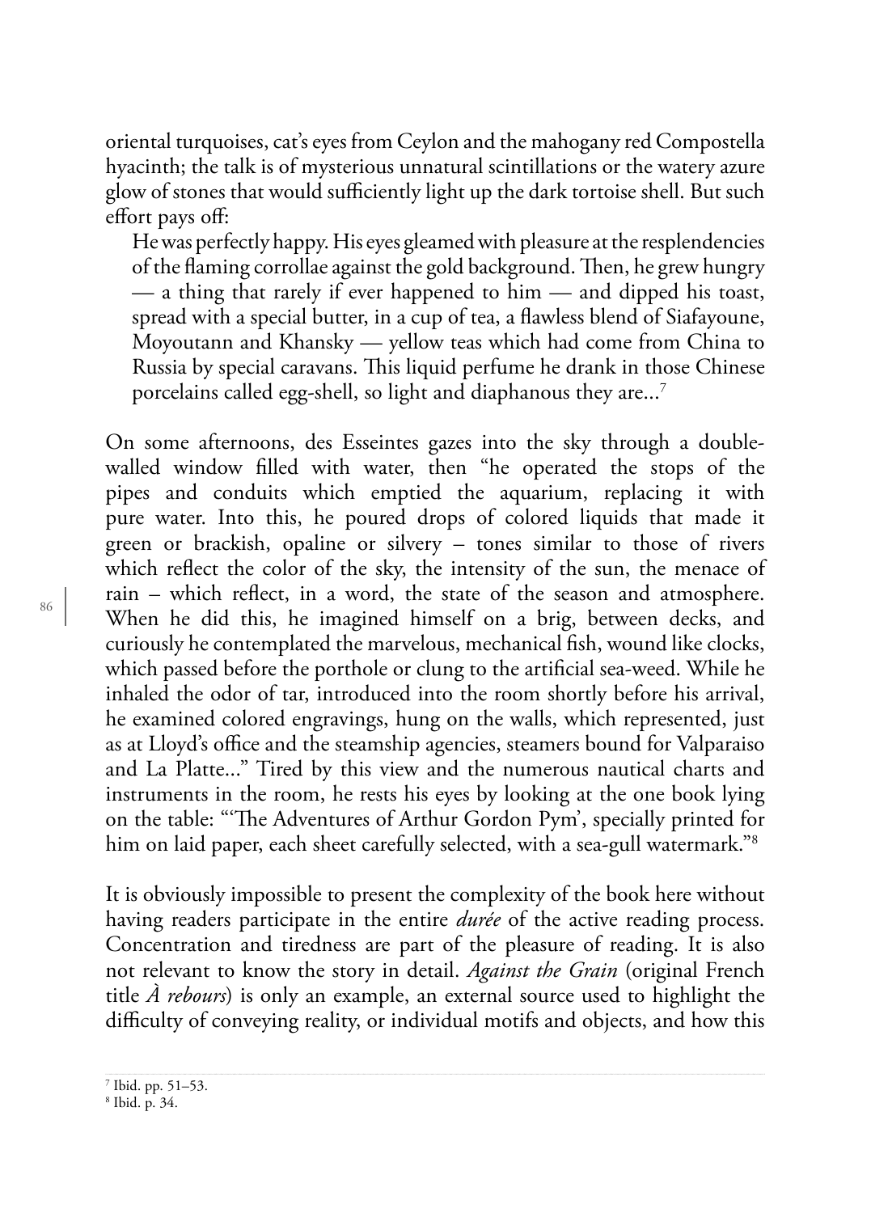oriental turquoises, cat's eyes from Ceylon and the mahogany red Compostella hyacinth; the talk is of mysterious unnatural scintillations or the watery azure glow of stones that would sufficiently light up the dark tortoise shell. But such effort pays off:

> He was perfectly happy. His eyes gleamed with pleasure at the resplendencies of the flaming corrollae against the gold background. Then, he grew hungry — a thing that rarely if ever happened to him — and dipped his toast, spread with a special butter, in a cup of tea, a flawless blend of Siafayoune, Moyoutann and Khansky — yellow teas which had come from China to Russia by special caravans. This liquid perfume he drank in those Chinese porcelains called egg-shell, so light and diaphanous they are...[7]

On some afternoons, des Esseintes gazes into the sky through a double-walled window filled with water, then "he operated the stops of the pipes and conduits which emptied the aquarium, replacing it with pure water. Into this, he poured drops of colored liquids that made it green or brackish, opaline or silvery – tones similar to those of rivers which reflect the color of the sky, the intensity of the sun, the menace of rain – which reflect, in a word, the state of the season and atmosphere. When he did this, he imagined himself on a brig, between decks, and curiously he contemplated the marvelous, mechanical fish, wound like clocks, which passed before the porthole or clung to the artificial sea-weed. While he inhaled the odor of tar, introduced into the room shortly before his arrival, he examined colored engravings, hung on the walls, which represented, just as at Lloyd's office and the steamship agencies, steamers bound for Valparaiso and La Platte..." Tired by this view and the numerous nautical charts and instruments in the room, he rests his eyes by looking at the one book lying on the table: "'The Adventures of Arthur Gordon Pym', specially printed for him on laid paper, each sheet carefully selected, with a sea-gull watermark."[8]

It is obviously impossible to present the complexity of the book here without having readers participate in the entire *durée* of the active reading process. Concentration and tiredness are part of the pleasure of reading. It is also not relevant to know the story in detail. *Against the Grain* (original French title *À rebours*) is only an example, an external source used to highlight the difficulty of conveying reality, or individual motifs and objects, and how this

[7] Ibid. pp. 51–53.

[8] Ibid. p. 34.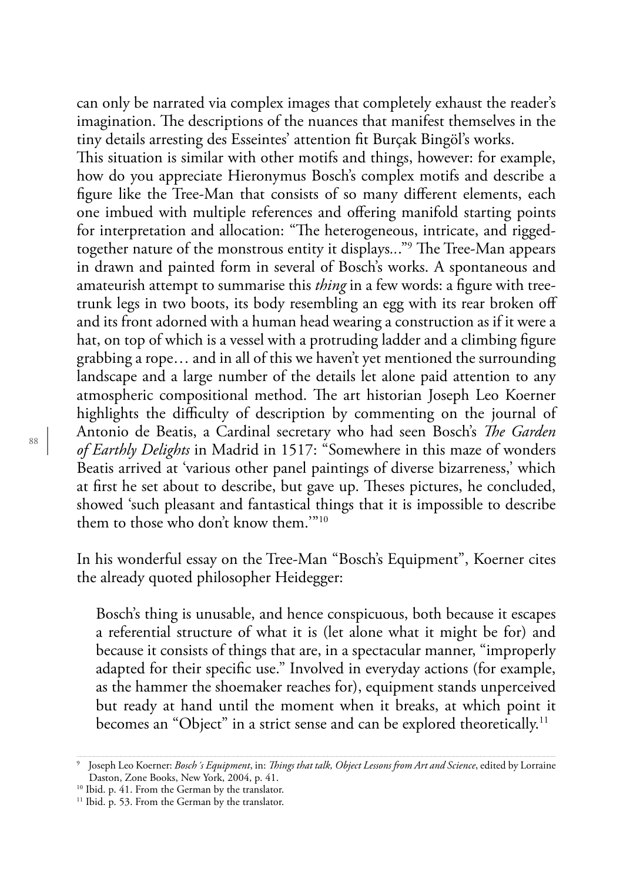can only be narrated via complex images that completely exhaust the reader's imagination. The descriptions of the nuances that manifest themselves in the tiny details arresting des Esseintes' attention fit Burçak Bingöl's works.

This situation is similar with other motifs and things, however: for example, how do you appreciate Hieronymus Bosch's complex motifs and describe a figure like the Tree-Man that consists of so many different elements, each one imbued with multiple references and offering manifold starting points for interpretation and allocation: "The heterogeneous, intricate, and rigged-together nature of the monstrous entity it displays..."[9] The Tree-Man appears in drawn and painted form in several of Bosch's works. A spontaneous and amateurish attempt to summarise this *thing* in a few words: a figure with tree-trunk legs in two boots, its body resembling an egg with its rear broken off and its front adorned with a human head wearing a construction as if it were a hat, on top of which is a vessel with a protruding ladder and a climbing figure grabbing a rope… and in all of this we haven't yet mentioned the surrounding landscape and a large number of the details let alone paid attention to any atmospheric compositional method. The art historian Joseph Leo Koerner highlights the difficulty of description by commenting on the journal of Antonio de Beatis, a Cardinal secretary who had seen Bosch's *The Garden of Earthly Delights* in Madrid in 1517: "Somewhere in this maze of wonders Beatis arrived at 'various other panel paintings of diverse bizarreness,' which at first he set about to describe, but gave up. Theses pictures, he concluded, showed 'such pleasant and fantastical things that it is impossible to describe them to those who don't know them.'"[10]

In his wonderful essay on the Tree-Man "Bosch's Equipment", Koerner cites the already quoted philosopher Heidegger:

> Bosch's thing is unusable, and hence conspicuous, both because it escapes a referential structure of what it is (let alone what it might be for) and because it consists of things that are, in a spectacular manner, "improperly adapted for their specific use." Involved in everyday actions (for example, as the hammer the shoemaker reaches for), equipment stands unperceived but ready at hand until the moment when it breaks, at which point it becomes an "Object" in a strict sense and can be explored theoretically.[11]

---

[9] Joseph Leo Koerner: *Bosch´s Equipment*, in: *Things that talk, Object Lessons from Art and Science*, edited by Lorraine Daston, Zone Books, New York, 2004, p. 41.

[10] Ibid. p. 41. From the German by the translator.

[11] Ibid. p. 53. From the German by the translator.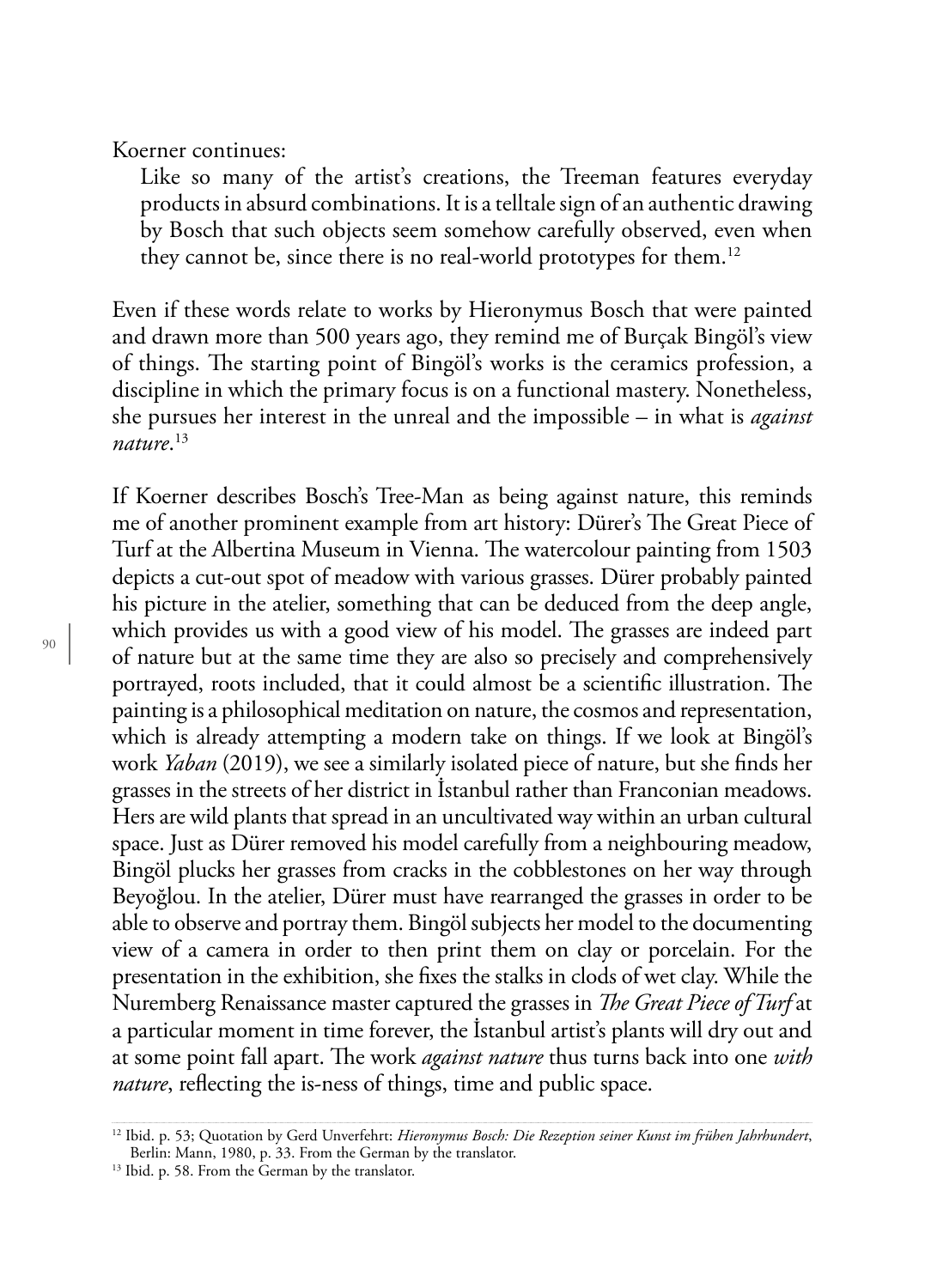Koerner continues:

> Like so many of the artist's creations, the Treeman features everyday products in absurd combinations. It is a telltale sign of an authentic drawing by Bosch that such objects seem somehow carefully observed, even when they cannot be, since there is no real-world prototypes for them.[12]

Even if these words relate to works by Hieronymus Bosch that were painted and drawn more than 500 years ago, they remind me of Burçak Bingöl's view of things. The starting point of Bingöl's works is the ceramics profession, a discipline in which the primary focus is on a functional mastery. Nonetheless, she pursues her interest in the unreal and the impossible – in what is *against nature*.[13]

If Koerner describes Bosch's Tree-Man as being against nature, this reminds me of another prominent example from art history: Dürer's The Great Piece of Turf at the Albertina Museum in Vienna. The watercolour painting from 1503 depicts a cut-out spot of meadow with various grasses. Dürer probably painted his picture in the atelier, something that can be deduced from the deep angle, which provides us with a good view of his model. The grasses are indeed part of nature but at the same time they are also so precisely and comprehensively portrayed, roots included, that it could almost be a scientific illustration. The painting is a philosophical meditation on nature, the cosmos and representation, which is already attempting a modern take on things. If we look at Bingöl's work *Yaban* (2019), we see a similarly isolated piece of nature, but she finds her grasses in the streets of her district in İstanbul rather than Franconian meadows. Hers are wild plants that spread in an uncultivated way within an urban cultural space. Just as Dürer removed his model carefully from a neighbouring meadow, Bingöl plucks her grasses from cracks in the cobblestones on her way through Beyoğlou. In the atelier, Dürer must have rearranged the grasses in order to be able to observe and portray them. Bingöl subjects her model to the documenting view of a camera in order to then print them on clay or porcelain. For the presentation in the exhibition, she fixes the stalks in clods of wet clay. While the Nuremberg Renaissance master captured the grasses in *The Great Piece of Turf* at a particular moment in time forever, the İstanbul artist's plants will dry out and at some point fall apart. The work *against nature* thus turns back into one *with nature*, reflecting the is-ness of things, time and public space.

---

[12] Ibid. p. 53; Quotation by Gerd Unverfehrt: *Hieronymus Bosch: Die Rezeption seiner Kunst im frühen Jahrhundert*, Berlin: Mann, 1980, p. 33. From the German by the translator.

[13] Ibid. p. 58. From the German by the translator.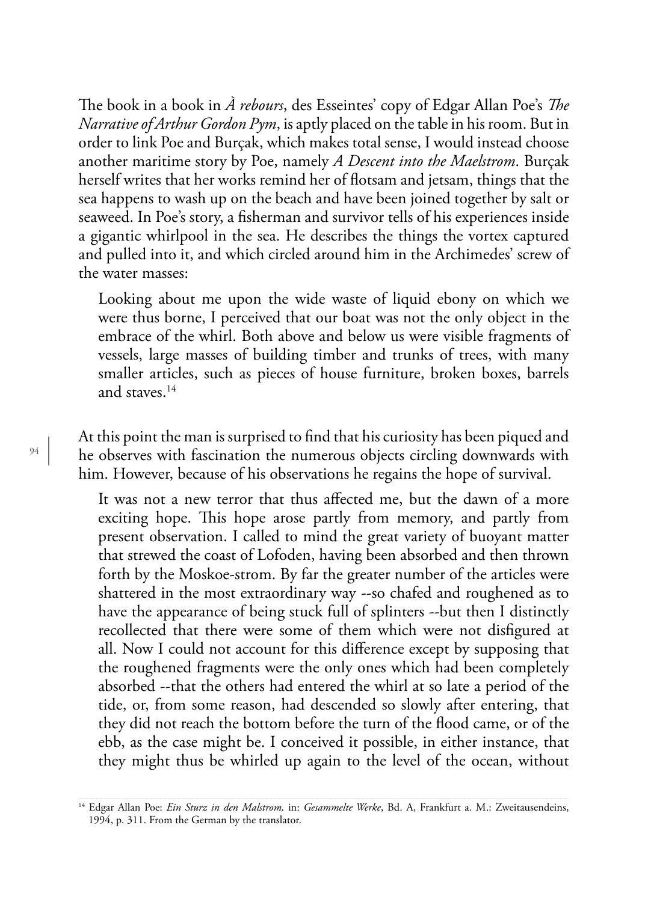The book in a book in *À rebours*, des Esseintes' copy of Edgar Allan Poe's *The Narrative of Arthur Gordon Pym*, is aptly placed on the table in his room. But in order to link Poe and Burçak, which makes total sense, I would instead choose another maritime story by Poe, namely *A Descent into the Maelstrom*. Burçak herself writes that her works remind her of flotsam and jetsam, things that the sea happens to wash up on the beach and have been joined together by salt or seaweed. In Poe's story, a fisherman and survivor tells of his experiences inside a gigantic whirlpool in the sea. He describes the things the vortex captured and pulled into it, and which circled around him in the Archimedes' screw of the water masses:

> Looking about me upon the wide waste of liquid ebony on which we were thus borne, I perceived that our boat was not the only object in the embrace of the whirl. Both above and below us were visible fragments of vessels, large masses of building timber and trunks of trees, with many smaller articles, such as pieces of house furniture, broken boxes, barrels and staves.[14]

At this point the man is surprised to find that his curiosity has been piqued and he observes with fascination the numerous objects circling downwards with him. However, because of his observations he regains the hope of survival.

> It was not a new terror that thus affected me, but the dawn of a more exciting hope. This hope arose partly from memory, and partly from present observation. I called to mind the great variety of buoyant matter that strewed the coast of Lofoden, having been absorbed and then thrown forth by the Moskoe-strom. By far the greater number of the articles were shattered in the most extraordinary way --so chafed and roughened as to have the appearance of being stuck full of splinters --but then I distinctly recollected that there were some of them which were not disfigured at all. Now I could not account for this difference except by supposing that the roughened fragments were the only ones which had been completely absorbed --that the others had entered the whirl at so late a period of the tide, or, from some reason, had descended so slowly after entering, that they did not reach the bottom before the turn of the flood came, or of the ebb, as the case might be. I conceived it possible, in either instance, that they might thus be whirled up again to the level of the ocean, without

[14] Edgar Allan Poe: *Ein Sturz in den Malstrom,* in: *Gesammelte Werke*, Bd. A, Frankfurt a. M.: Zweitausendeins, 1994, p. 311. From the German by the translator.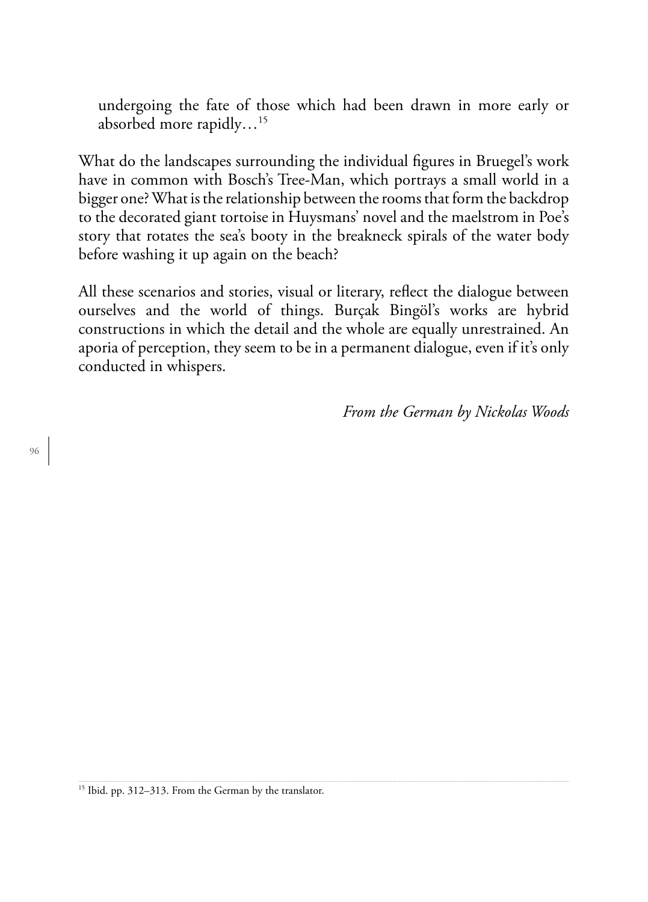> undergoing the fate of those which had been drawn in more early or absorbed more rapidly…[15]

What do the landscapes surrounding the individual figures in Bruegel's work have in common with Bosch's Tree-Man, which portrays a small world in a bigger one? What is the relationship between the rooms that form the backdrop to the decorated giant tortoise in Huysmans' novel and the maelstrom in Poe's story that rotates the sea's booty in the breakneck spirals of the water body before washing it up again on the beach?

All these scenarios and stories, visual or literary, reflect the dialogue between ourselves and the world of things. Burçak Bingöl's works are hybrid constructions in which the detail and the whole are equally unrestrained. An aporia of perception, they seem to be in a permanent dialogue, even if it's only conducted in whispers.

*From the German by Nickolas Woods*

---

[15] Ibid. pp. 312–313. From the German by the translator.